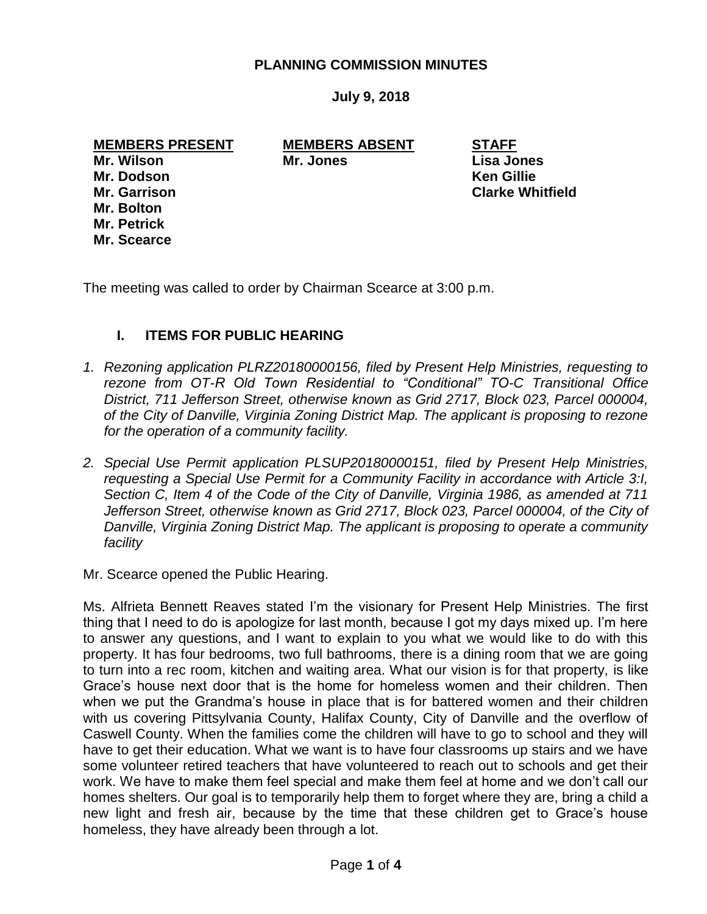# PLANNING COMMISSION MINUTES

**July 9, 2018**

| MEMBERS PRESENT | MEMBERS ABSENT | STAFF |
|---|---|---|
| Mr. Wilson | Mr. Jones | Lisa Jones |
| Mr. Dodson | | Ken Gillie |
| Mr. Garrison | | Clarke Whitfield |
| Mr. Bolton | | |
| Mr. Petrick | | |
| Mr. Scearce | | |

The meeting was called to order by Chairman Scearce at 3:00 p.m.

## I. ITEMS FOR PUBLIC HEARING

1. *Rezoning application PLRZ20180000156, filed by Present Help Ministries, requesting to rezone from OT-R Old Town Residential to "Conditional" TO-C Transitional Office District, 711 Jefferson Street, otherwise known as Grid 2717, Block 023, Parcel 000004, of the City of Danville, Virginia Zoning District Map. The applicant is proposing to rezone for the operation of a community facility.*

2. *Special Use Permit application PLSUP20180000151, filed by Present Help Ministries, requesting a Special Use Permit for a Community Facility in accordance with Article 3:I, Section C, Item 4 of the Code of the City of Danville, Virginia 1986, as amended at 711 Jefferson Street, otherwise known as Grid 2717, Block 023, Parcel 000004, of the City of Danville, Virginia Zoning District Map. The applicant is proposing to operate a community facility*

Mr. Scearce opened the Public Hearing.

Ms. Alfrieta Bennett Reaves stated I'm the visionary for Present Help Ministries. The first thing that I need to do is apologize for last month, because I got my days mixed up. I'm here to answer any questions, and I want to explain to you what we would like to do with this property. It has four bedrooms, two full bathrooms, there is a dining room that we are going to turn into a rec room, kitchen and waiting area. What our vision is for that property, is like Grace's house next door that is the home for homeless women and their children. Then when we put the Grandma's house in place that is for battered women and their children with us covering Pittsylvania County, Halifax County, City of Danville and the overflow of Caswell County. When the families come the children will have to go to school and they will have to get their education. What we want is to have four classrooms up stairs and we have some volunteer retired teachers that have volunteered to reach out to schools and get their work. We have to make them feel special and make them feel at home and we don't call our homes shelters. Our goal is to temporarily help them to forget where they are, bring a child a new light and fresh air, because by the time that these children get to Grace's house homeless, they have already been through a lot.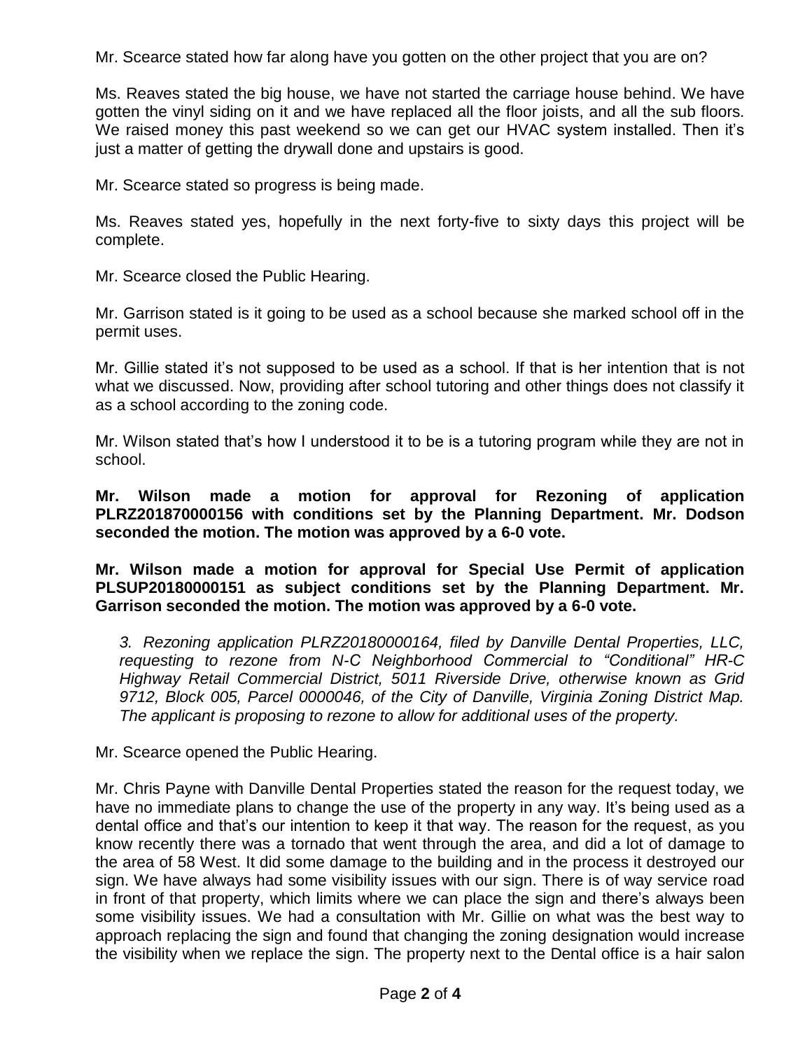Mr. Scearce stated how far along have you gotten on the other project that you are on?

Ms. Reaves stated the big house, we have not started the carriage house behind. We have gotten the vinyl siding on it and we have replaced all the floor joists, and all the sub floors. We raised money this past weekend so we can get our HVAC system installed. Then it's just a matter of getting the drywall done and upstairs is good.

Mr. Scearce stated so progress is being made.

Ms. Reaves stated yes, hopefully in the next forty-five to sixty days this project will be complete.

Mr. Scearce closed the Public Hearing.

Mr. Garrison stated is it going to be used as a school because she marked school off in the permit uses.

Mr. Gillie stated it's not supposed to be used as a school. If that is her intention that is not what we discussed. Now, providing after school tutoring and other things does not classify it as a school according to the zoning code.

Mr. Wilson stated that's how I understood it to be is a tutoring program while they are not in school.

**Mr. Wilson made a motion for approval for Rezoning of application PLRZ201870000156 with conditions set by the Planning Department. Mr. Dodson seconded the motion. The motion was approved by a 6-0 vote.**

**Mr. Wilson made a motion for approval for Special Use Permit of application PLSUP20180000151 as subject conditions set by the Planning Department. Mr. Garrison seconded the motion. The motion was approved by a 6-0 vote.**

*3. Rezoning application PLRZ20180000164, filed by Danville Dental Properties, LLC, requesting to rezone from N-C Neighborhood Commercial to "Conditional" HR-C Highway Retail Commercial District, 5011 Riverside Drive, otherwise known as Grid 9712, Block 005, Parcel 0000046, of the City of Danville, Virginia Zoning District Map. The applicant is proposing to rezone to allow for additional uses of the property.*

Mr. Scearce opened the Public Hearing.

Mr. Chris Payne with Danville Dental Properties stated the reason for the request today, we have no immediate plans to change the use of the property in any way. It's being used as a dental office and that's our intention to keep it that way. The reason for the request, as you know recently there was a tornado that went through the area, and did a lot of damage to the area of 58 West. It did some damage to the building and in the process it destroyed our sign. We have always had some visibility issues with our sign. There is of way service road in front of that property, which limits where we can place the sign and there's always been some visibility issues. We had a consultation with Mr. Gillie on what was the best way to approach replacing the sign and found that changing the zoning designation would increase the visibility when we replace the sign. The property next to the Dental office is a hair salon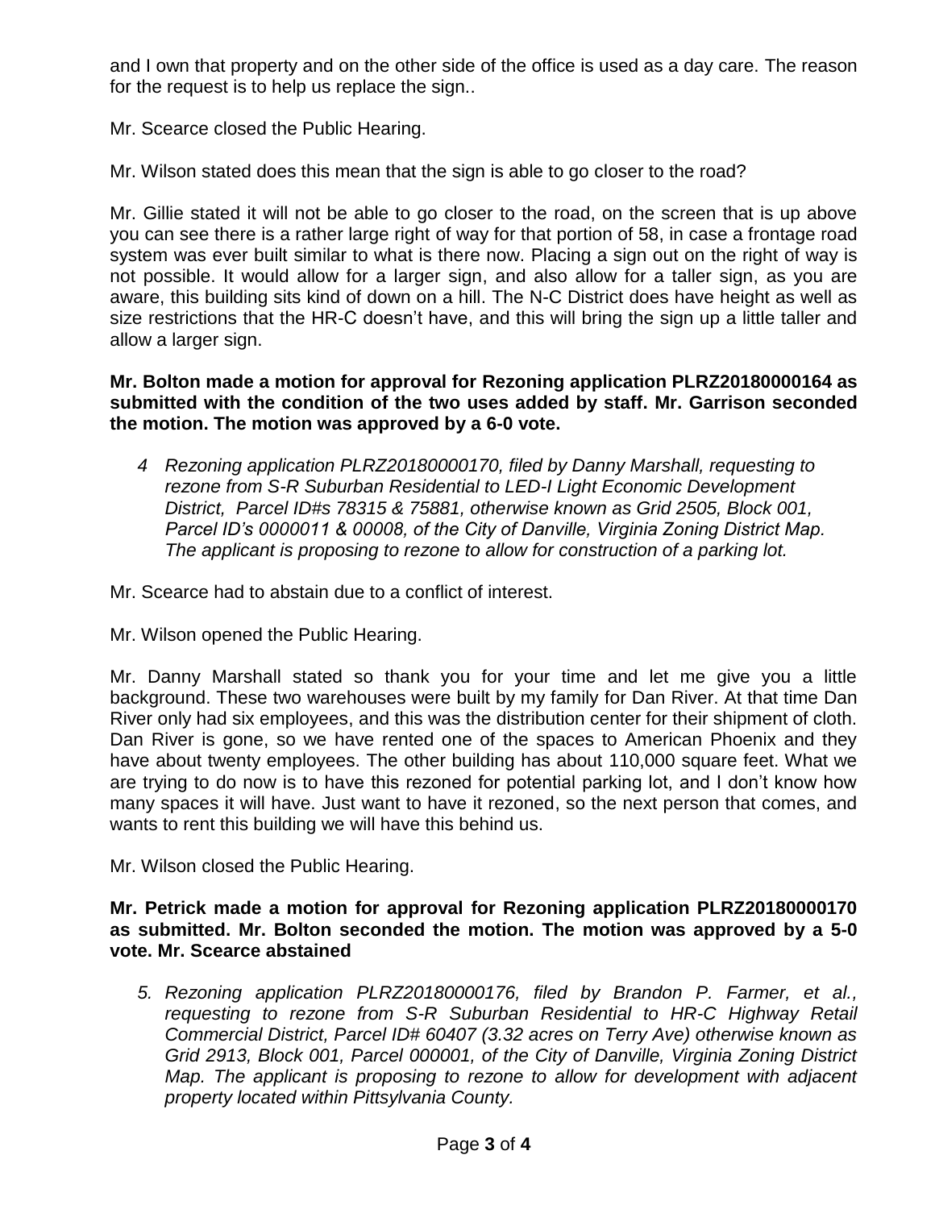and I own that property and on the other side of the office is used as a day care. The reason for the request is to help us replace the sign..

Mr. Scearce closed the Public Hearing.

Mr. Wilson stated does this mean that the sign is able to go closer to the road?

Mr. Gillie stated it will not be able to go closer to the road, on the screen that is up above you can see there is a rather large right of way for that portion of 58, in case a frontage road system was ever built similar to what is there now. Placing a sign out on the right of way is not possible. It would allow for a larger sign, and also allow for a taller sign, as you are aware, this building sits kind of down on a hill. The N-C District does have height as well as size restrictions that the HR-C doesn't have, and this will bring the sign up a little taller and allow a larger sign.

**Mr. Bolton made a motion for approval for Rezoning application PLRZ20180000164 as submitted with the condition of the two uses added by staff. Mr. Garrison seconded the motion. The motion was approved by a 6-0 vote.**

4 *Rezoning application PLRZ20180000170, filed by Danny Marshall, requesting to rezone from S-R Suburban Residential to LED-I Light Economic Development District, Parcel ID#s 78315 & 75881, otherwise known as Grid 2505, Block 001, Parcel ID's 0000011 & 00008, of the City of Danville, Virginia Zoning District Map. The applicant is proposing to rezone to allow for construction of a parking lot.*

Mr. Scearce had to abstain due to a conflict of interest.

Mr. Wilson opened the Public Hearing.

Mr. Danny Marshall stated so thank you for your time and let me give you a little background. These two warehouses were built by my family for Dan River. At that time Dan River only had six employees, and this was the distribution center for their shipment of cloth. Dan River is gone, so we have rented one of the spaces to American Phoenix and they have about twenty employees. The other building has about 110,000 square feet. What we are trying to do now is to have this rezoned for potential parking lot, and I don't know how many spaces it will have. Just want to have it rezoned, so the next person that comes, and wants to rent this building we will have this behind us.

Mr. Wilson closed the Public Hearing.

**Mr. Petrick made a motion for approval for Rezoning application PLRZ20180000170 as submitted. Mr. Bolton seconded the motion. The motion was approved by a 5-0 vote. Mr. Scearce abstained**

5. *Rezoning application PLRZ20180000176, filed by Brandon P. Farmer, et al., requesting to rezone from S-R Suburban Residential to HR-C Highway Retail Commercial District, Parcel ID# 60407 (3.32 acres on Terry Ave) otherwise known as Grid 2913, Block 001, Parcel 000001, of the City of Danville, Virginia Zoning District Map. The applicant is proposing to rezone to allow for development with adjacent property located within Pittsylvania County.*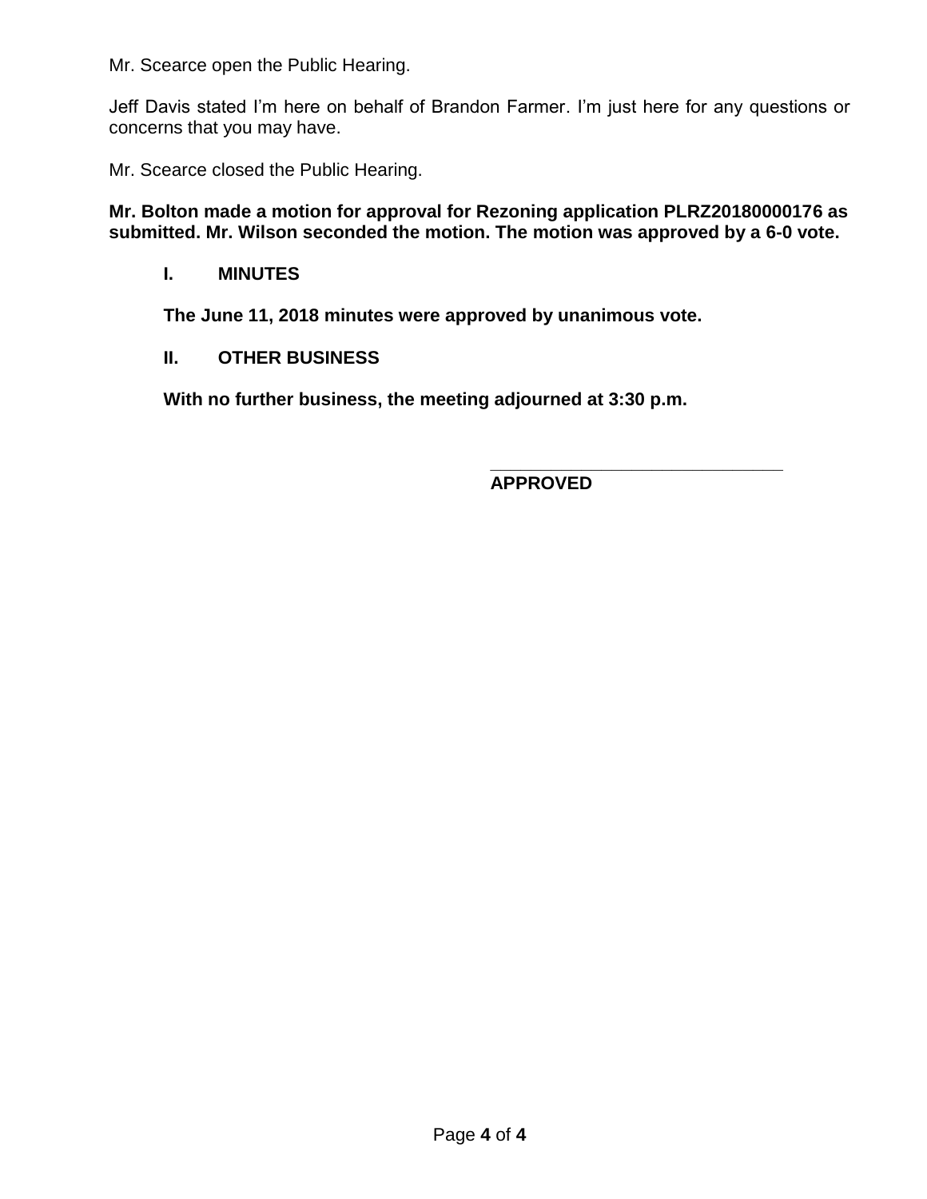Mr. Scearce open the Public Hearing.

Jeff Davis stated I'm here on behalf of Brandon Farmer. I'm just here for any questions or concerns that you may have.

Mr. Scearce closed the Public Hearing.

**Mr. Bolton made a motion for approval for Rezoning application PLRZ20180000176 as submitted. Mr. Wilson seconded the motion. The motion was approved by a 6-0 vote.**

## I. MINUTES

**The June 11, 2018 minutes were approved by unanimous vote.**

## II. OTHER BUSINESS

**With no further business, the meeting adjourned at 3:30 p.m.**

\_\_\_\_\_\_\_\_\_\_\_\_\_\_\_\_\_\_\_\_\_\_\_\_\_\_\_\_\_\_\_\_

**APPROVED**